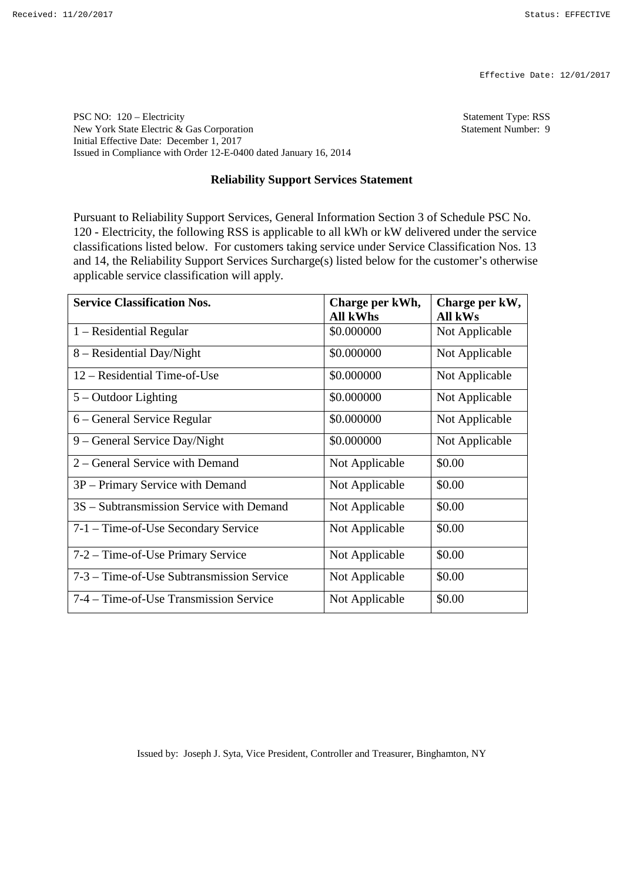Received: 11/20/2017 Status: EFFECTIVE

Effective Date: 12/01/2017

PSC NO: 120 – Electricity
New York State Electric & Gas Corporation
Initial Effective Date: December 1, 2017
Issued in Compliance with Order 12-E-0400 dated January 16, 2014

Statement Type: RSS
Statement Number: 9

## Reliability Support Services Statement

Pursuant to Reliability Support Services, General Information Section 3 of Schedule PSC No. 120 - Electricity, the following RSS is applicable to all kWh or kW delivered under the service classifications listed below. For customers taking service under Service Classification Nos. 13 and 14, the Reliability Support Services Surcharge(s) listed below for the customer's otherwise applicable service classification will apply.

| Service Classification Nos. | Charge per kWh, All kWhs | Charge per kW, All kWs |
|---|---|---|
| 1 – Residential Regular | $0.000000 | Not Applicable |
| 8 – Residential Day/Night | $0.000000 | Not Applicable |
| 12 – Residential Time-of-Use | $0.000000 | Not Applicable |
| 5 – Outdoor Lighting | $0.000000 | Not Applicable |
| 6 – General Service Regular | $0.000000 | Not Applicable |
| 9 – General Service Day/Night | $0.000000 | Not Applicable |
| 2 – General Service with Demand | Not Applicable | $0.00 |
| 3P – Primary Service with Demand | Not Applicable | $0.00 |
| 3S – Subtransmission Service with Demand | Not Applicable | $0.00 |
| 7-1 – Time-of-Use Secondary Service | Not Applicable | $0.00 |
| 7-2 – Time-of-Use Primary Service | Not Applicable | $0.00 |
| 7-3 – Time-of-Use Subtransmission Service | Not Applicable | $0.00 |
| 7-4 – Time-of-Use Transmission Service | Not Applicable | $0.00 |

Issued by: Joseph J. Syta, Vice President, Controller and Treasurer, Binghamton, NY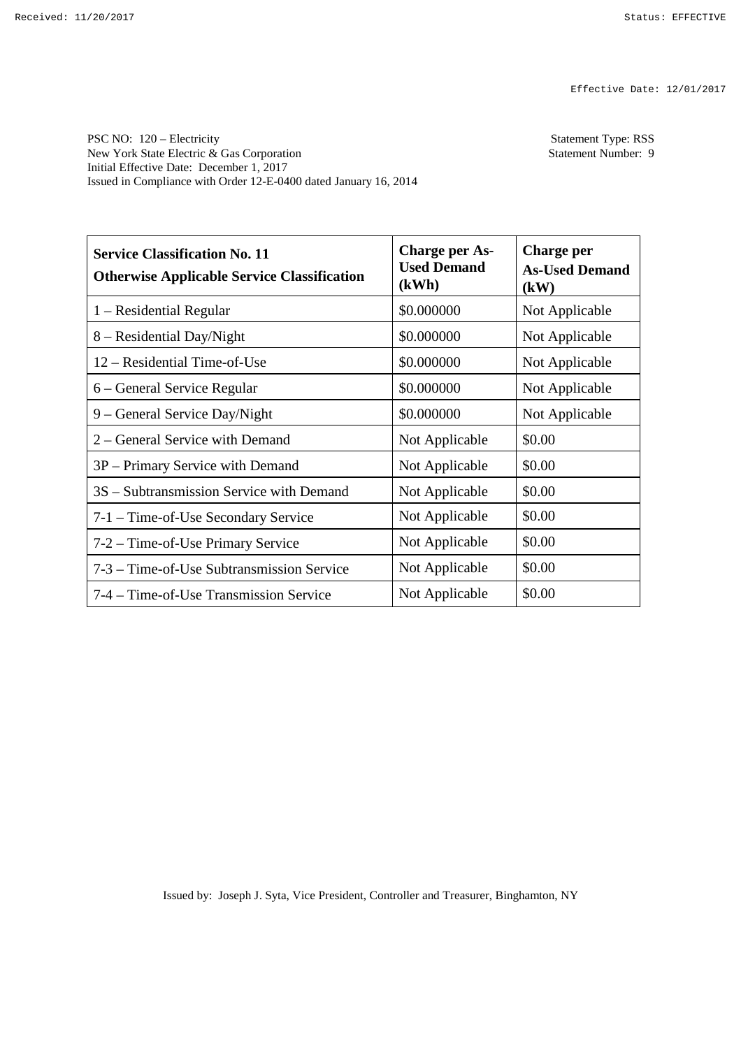PSC NO: 120 – Electricity
New York State Electric & Gas Corporation
Initial Effective Date: December 1, 2017
Issued in Compliance with Order 12-E-0400 dated January 16, 2014

Statement Type: RSS
Statement Number: 9

| **Service Classification No. 11 Otherwise Applicable Service Classification** | **Charge per As-Used Demand (kWh)** | **Charge per As-Used Demand (kW)** |
|---|---|---|
| 1 – Residential Regular | \$0.000000 | Not Applicable |
| 8 – Residential Day/Night | \$0.000000 | Not Applicable |
| 12 – Residential Time-of-Use | \$0.000000 | Not Applicable |
| 6 – General Service Regular | \$0.000000 | Not Applicable |
| 9 – General Service Day/Night | \$0.000000 | Not Applicable |
| 2 – General Service with Demand | Not Applicable | \$0.00 |
| 3P – Primary Service with Demand | Not Applicable | \$0.00 |
| 3S – Subtransmission Service with Demand | Not Applicable | \$0.00 |
| 7-1 – Time-of-Use Secondary Service | Not Applicable | \$0.00 |
| 7-2 – Time-of-Use Primary Service | Not Applicable | \$0.00 |
| 7-3 – Time-of-Use Subtransmission Service | Not Applicable | \$0.00 |
| 7-4 – Time-of-Use Transmission Service | Not Applicable | \$0.00 |

Issued by: Joseph J. Syta, Vice President, Controller and Treasurer, Binghamton, NY